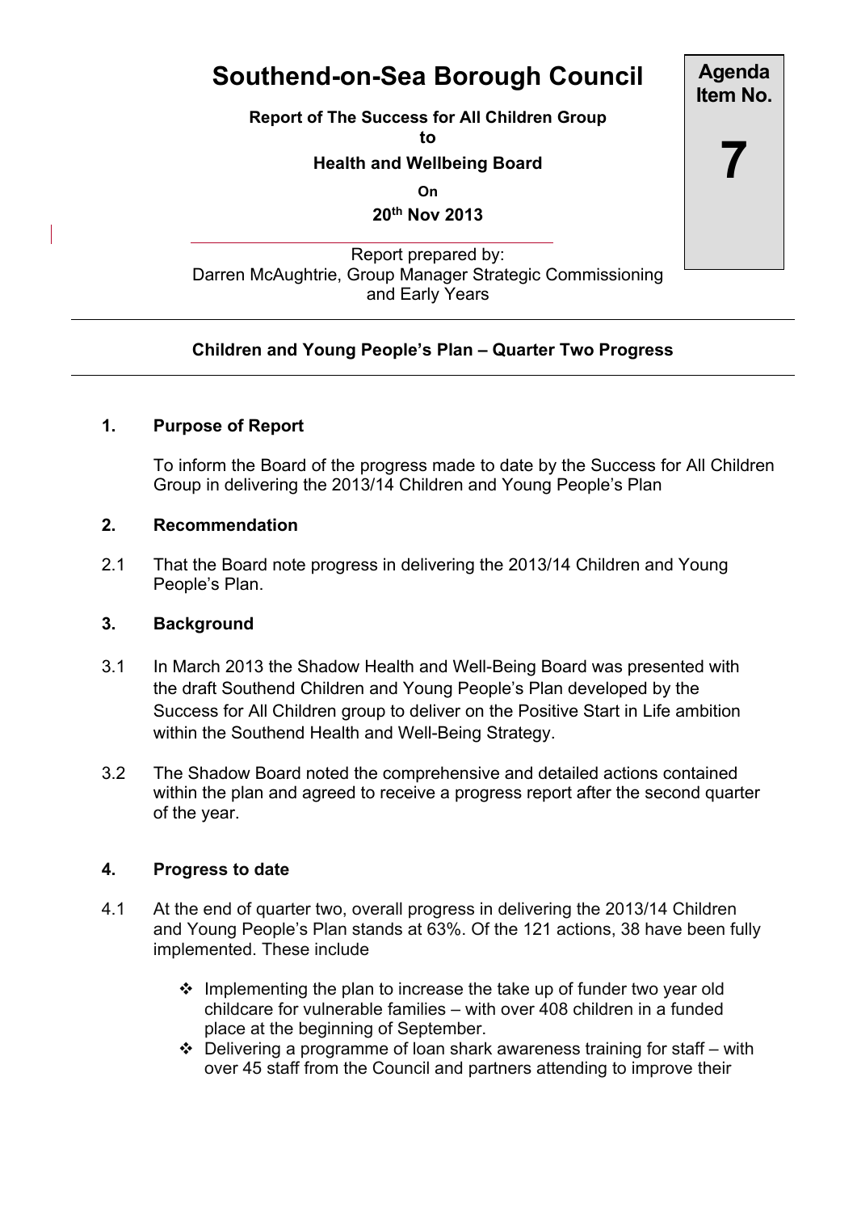# Southend-on-Sea Borough Council

**Agenda Item No. 7**

**Report of The Success for All Children Group**
**to**
**Health and Wellbeing Board**
**On**
**20th Nov 2013**

Report prepared by:
Darren McAughtrie, Group Manager Strategic Commissioning and Early Years

---

**Children and Young People's Plan – Quarter Two Progress**

---

## 1. Purpose of Report

To inform the Board of the progress made to date by the Success for All Children Group in delivering the 2013/14 Children and Young People's Plan

## 2. Recommendation

2.1 That the Board note progress in delivering the 2013/14 Children and Young People's Plan.

## 3. Background

3.1 In March 2013 the Shadow Health and Well-Being Board was presented with the draft Southend Children and Young People's Plan developed by the Success for All Children group to deliver on the Positive Start in Life ambition within the Southend Health and Well-Being Strategy.

3.2 The Shadow Board noted the comprehensive and detailed actions contained within the plan and agreed to receive a progress report after the second quarter of the year.

## 4. Progress to date

4.1 At the end of quarter two, overall progress in delivering the 2013/14 Children and Young People's Plan stands at 63%. Of the 121 actions, 38 have been fully implemented. These include

- Implementing the plan to increase the take up of funder two year old childcare for vulnerable families – with over 408 children in a funded place at the beginning of September.
- Delivering a programme of loan shark awareness training for staff – with over 45 staff from the Council and partners attending to improve their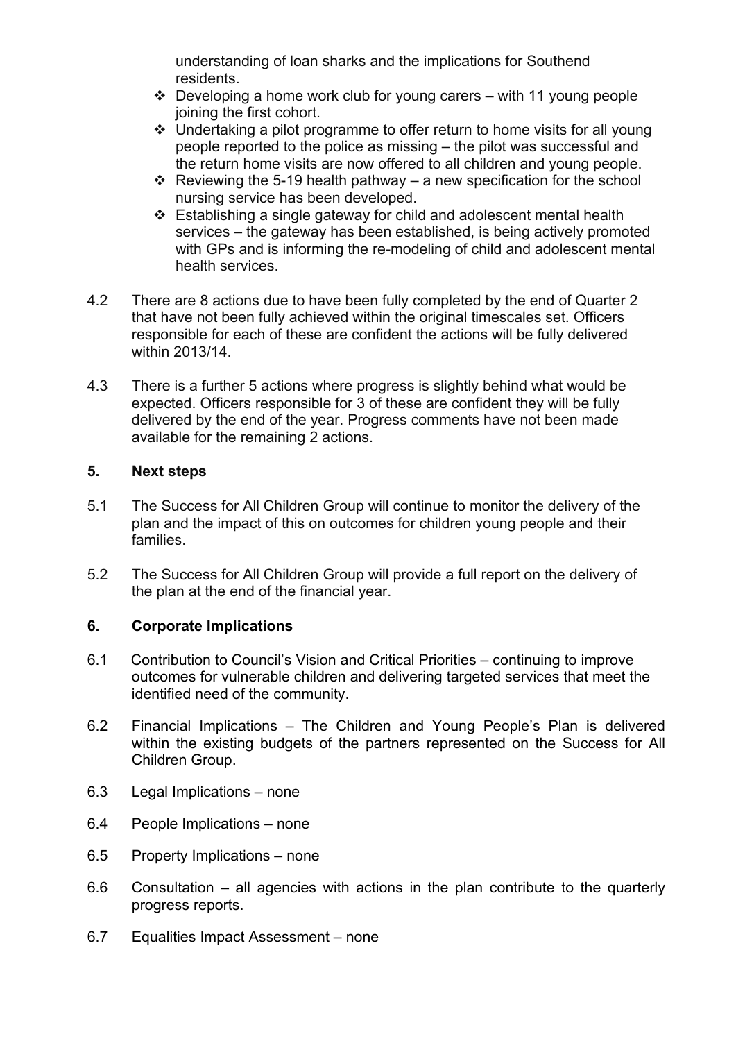understanding of loan sharks and the implications for Southend residents.

- Developing a home work club for young carers – with 11 young people joining the first cohort.
- Undertaking a pilot programme to offer return to home visits for all young people reported to the police as missing – the pilot was successful and the return home visits are now offered to all children and young people.
- Reviewing the 5-19 health pathway – a new specification for the school nursing service has been developed.
- Establishing a single gateway for child and adolescent mental health services – the gateway has been established, is being actively promoted with GPs and is informing the re-modeling of child and adolescent mental health services.

4.2 There are 8 actions due to have been fully completed by the end of Quarter 2 that have not been fully achieved within the original timescales set. Officers responsible for each of these are confident the actions will be fully delivered within 2013/14.

4.3 There is a further 5 actions where progress is slightly behind what would be expected. Officers responsible for 3 of these are confident they will be fully delivered by the end of the year. Progress comments have not been made available for the remaining 2 actions.

## 5. Next steps

5.1 The Success for All Children Group will continue to monitor the delivery of the plan and the impact of this on outcomes for children young people and their families.

5.2 The Success for All Children Group will provide a full report on the delivery of the plan at the end of the financial year.

## 6. Corporate Implications

6.1 Contribution to Council's Vision and Critical Priorities – continuing to improve outcomes for vulnerable children and delivering targeted services that meet the identified need of the community.

6.2 Financial Implications – The Children and Young People's Plan is delivered within the existing budgets of the partners represented on the Success for All Children Group.

6.3 Legal Implications – none

6.4 People Implications – none

6.5 Property Implications – none

6.6 Consultation – all agencies with actions in the plan contribute to the quarterly progress reports.

6.7 Equalities Impact Assessment – none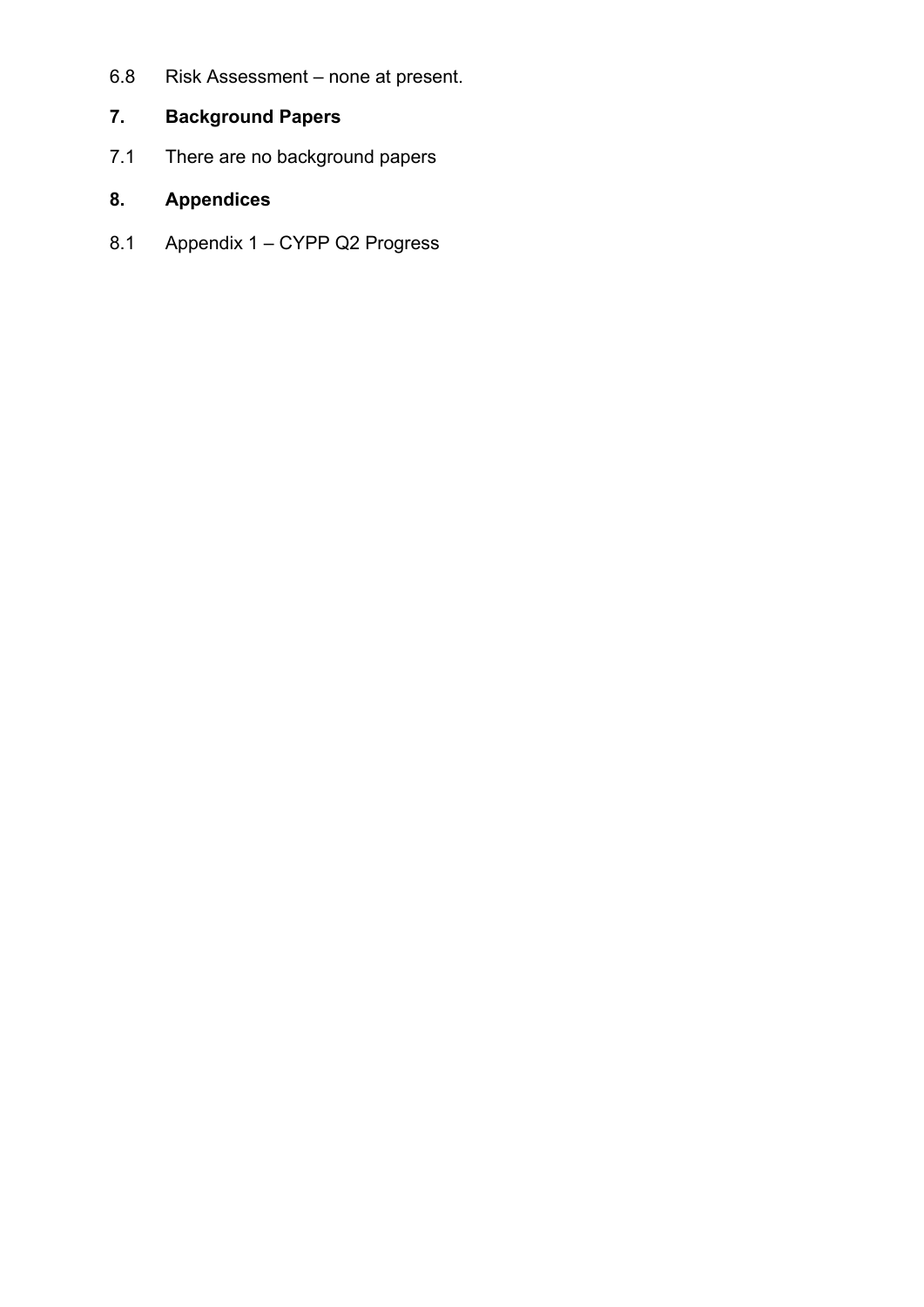6.8 Risk Assessment – none at present.

## 7. Background Papers

7.1 There are no background papers

## 8. Appendices

8.1 Appendix 1 – CYPP Q2 Progress